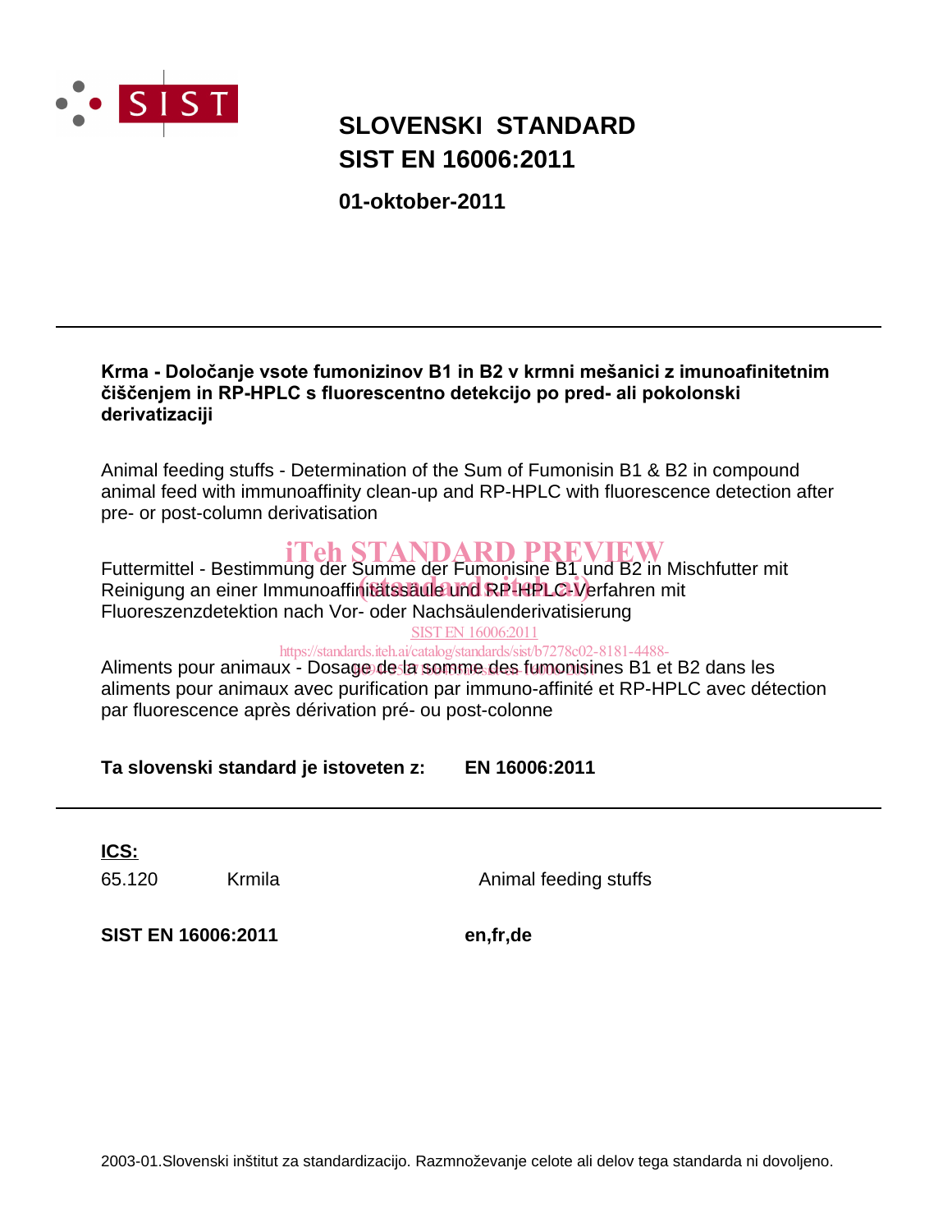SIST

# SLOVENSKI STANDARD
# SIST EN 16006:2011

**01-oktober-2011**

---

**Krma - Določanje vsote fumonizinov B1 in B2 v krmni mešanici z imunoafinitetnim čiščenjem in RP-HPLC s fluorescentno detekcijo po pred- ali pokolonski derivatizaciji**

Animal feeding stuffs - Determination of the Sum of Fumonisin B1 & B2 in compound animal feed with immunoaffinity clean-up and RP-HPLC with fluorescence detection after pre- or post-column derivatisation

Futtermittel - Bestimmung der Summe der Fumonisine B1 und B2 in Mischfutter mit Reinigung an einer Immunoaffinitätssäule und RP-HPLC-Verfahren mit Fluoreszenzdetektion nach Vor- oder Nachsäulenderivatisierung

Aliments pour animaux - Dosage de la somme des fumonisines B1 et B2 dans les aliments pour animaux avec purification par immuno-affinité et RP-HPLC avec détection par fluorescence après dérivation pré- ou post-colonne

**Ta slovenski standard je istoveten z: EN 16006:2011**

---

**ICS:**

| | | |
|---|---|---|
| 65.120 | Krmila | Animal feeding stuffs |

**SIST EN 16006:2011** **en,fr,de**

2003-01.Slovenski inštitut za standardizacijo. Razmnoževanje celote ali delov tega standarda ni dovoljeno.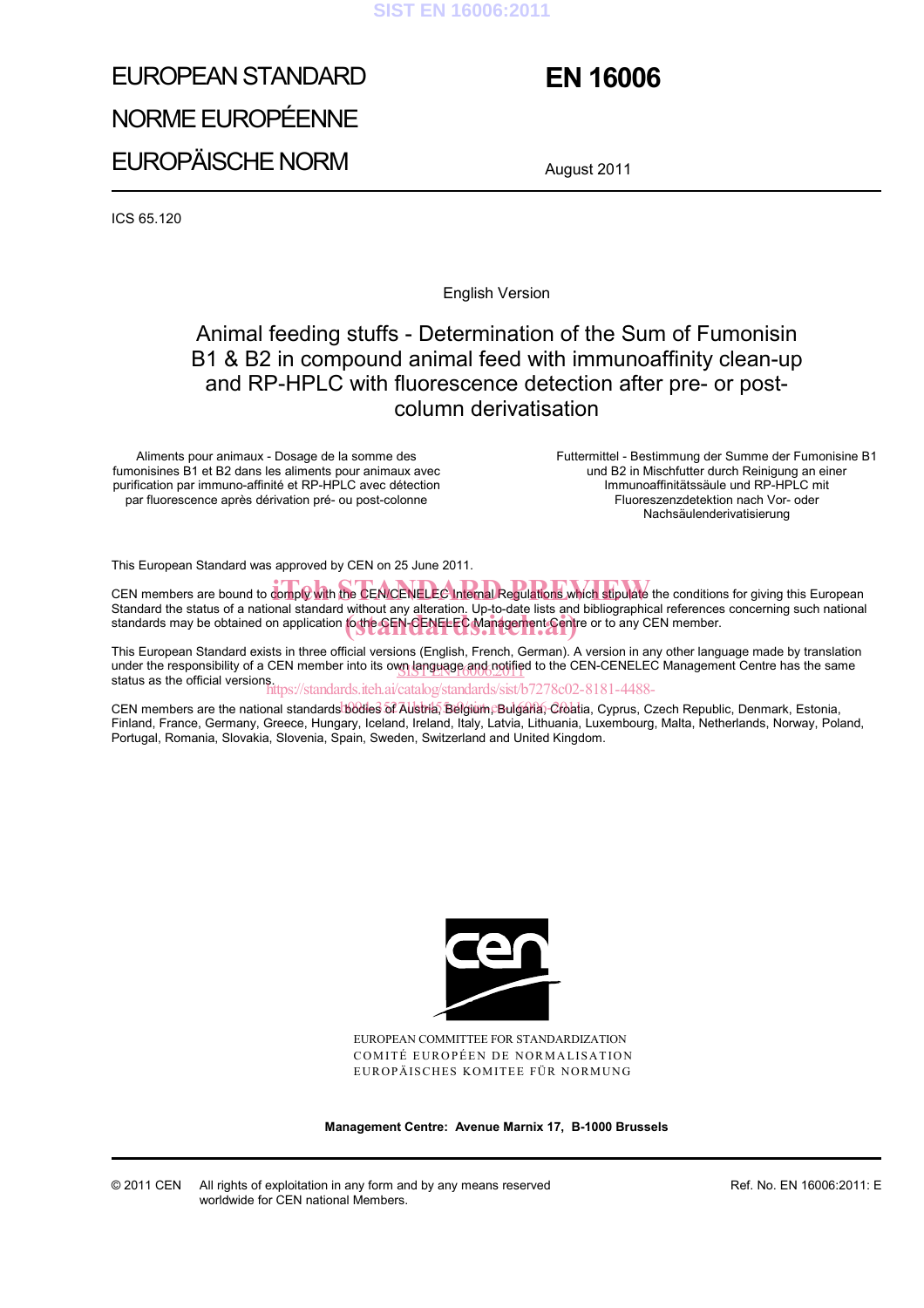# EUROPEAN STANDARD

# NORME EUROPÉENNE

# EUROPÄISCHE NORM

# EN 16006

August 2011

ICS 65.120

English Version

## Animal feeding stuffs - Determination of the Sum of Fumonisin B1 & B2 in compound animal feed with immunoaffinity clean-up and RP-HPLC with fluorescence detection after pre- or post-column derivatisation

Aliments pour animaux - Dosage de la somme des fumonisines B1 et B2 dans les aliments pour animaux avec purification par immuno-affinité et RP-HPLC avec détection par fluorescence après dérivation pré- ou post-colonne

Futtermittel - Bestimmung der Summe der Fumonisine B1 und B2 in Mischfutter durch Reinigung an einer Immunoaffinitätssäule und RP-HPLC mit Fluoreszenzdetektion nach Vor- oder Nachsäulenderivatisierung

This European Standard was approved by CEN on 25 June 2011.

CEN members are bound to comply with the CEN/CENELEC Internal Regulations which stipulate the conditions for giving this European Standard the status of a national standard without any alteration. Up-to-date lists and bibliographical references concerning such national standards may be obtained on application to the CEN-CENELEC Management Centre or to any CEN member.

This European Standard exists in three official versions (English, French, German). A version in any other language made by translation under the responsibility of a CEN member into its own language and notified to the CEN-CENELEC Management Centre has the same status as the official versions.

CEN members are the national standards bodies of Austria, Belgium, Bulgaria, Croatia, Cyprus, Czech Republic, Denmark, Estonia, Finland, France, Germany, Greece, Hungary, Iceland, Ireland, Italy, Latvia, Lithuania, Luxembourg, Malta, Netherlands, Norway, Poland, Portugal, Romania, Slovakia, Slovenia, Spain, Sweden, Switzerland and United Kingdom.

EUROPEAN COMMITTEE FOR STANDARDIZATION
COMITÉ EUROPÉEN DE NORMALISATION
EUROPÄISCHES KOMITEE FÜR NORMUNG

**Management Centre: Avenue Marnix 17, B-1000 Brussels**

© 2011 CEN All rights of exploitation in any form and by any means reserved worldwide for CEN national Members.

Ref. No. EN 16006:2011: E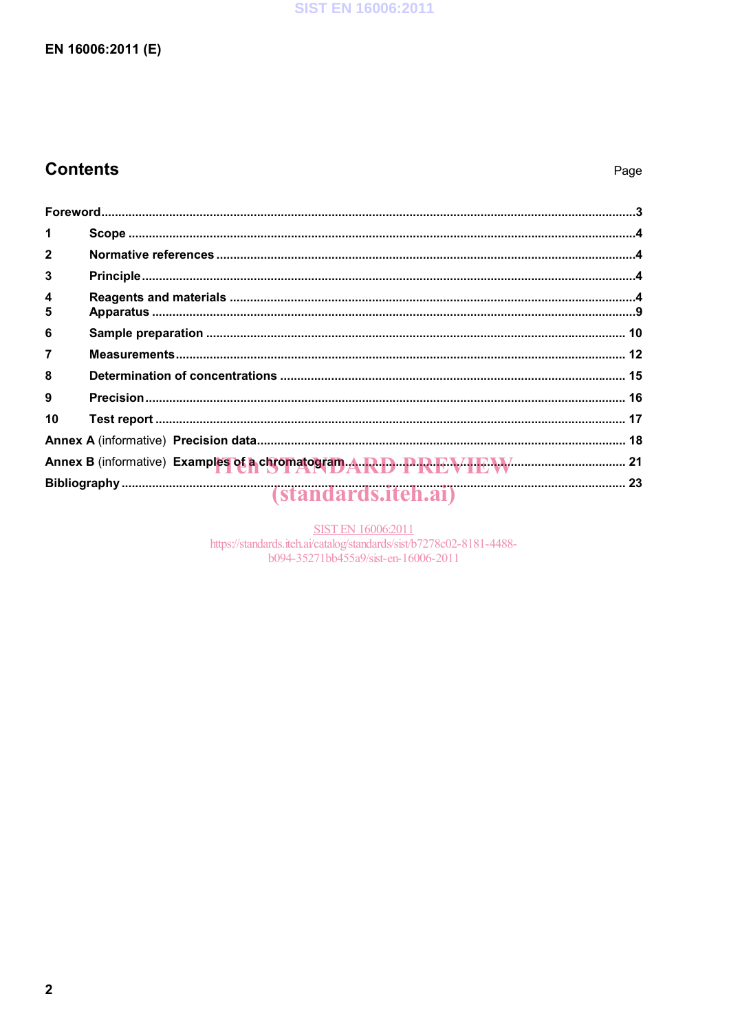## Contents

Page

Foreword ... 3

1 Scope ... 4

2 Normative references ... 4

3 Principle ... 4

4 Reagents and materials ... 4

5 Apparatus ... 9

6 Sample preparation ... 10

7 Measurements ... 12

8 Determination of concentrations ... 15

9 Precision ... 16

10 Test report ... 17

Annex A (informative) Precision data ... 18

Annex B (informative) Examples of a chromatogram ... 21

Bibliography ... 23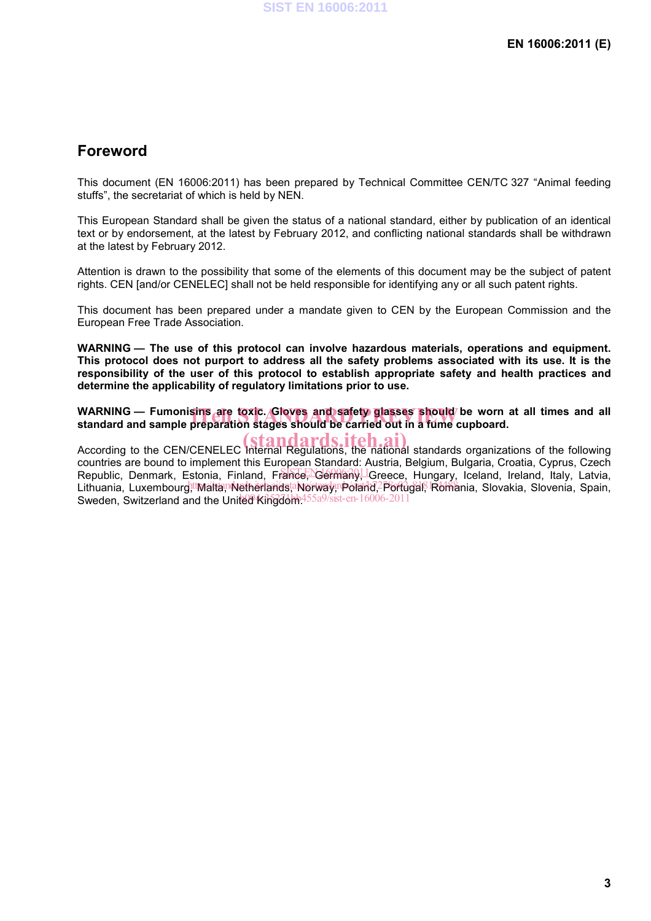# Foreword

This document (EN 16006:2011) has been prepared by Technical Committee CEN/TC 327 "Animal feeding stuffs", the secretariat of which is held by NEN.

This European Standard shall be given the status of a national standard, either by publication of an identical text or by endorsement, at the latest by February 2012, and conflicting national standards shall be withdrawn at the latest by February 2012.

Attention is drawn to the possibility that some of the elements of this document may be the subject of patent rights. CEN [and/or CENELEC] shall not be held responsible for identifying any or all such patent rights.

This document has been prepared under a mandate given to CEN by the European Commission and the European Free Trade Association.

**WARNING — The use of this protocol can involve hazardous materials, operations and equipment. This protocol does not purport to address all the safety problems associated with its use. It is the responsibility of the user of this protocol to establish appropriate safety and health practices and determine the applicability of regulatory limitations prior to use.**

**WARNING — Fumonisins are toxic. Gloves and safety glasses should be worn at all times and all standard and sample preparation stages should be carried out in a fume cupboard.**

According to the CEN/CENELEC Internal Regulations, the national standards organizations of the following countries are bound to implement this European Standard: Austria, Belgium, Bulgaria, Croatia, Cyprus, Czech Republic, Denmark, Estonia, Finland, France, Germany, Greece, Hungary, Iceland, Ireland, Italy, Latvia, Lithuania, Luxembourg, Malta, Netherlands, Norway, Poland, Portugal, Romania, Slovakia, Slovenia, Spain, Sweden, Switzerland and the United Kingdom.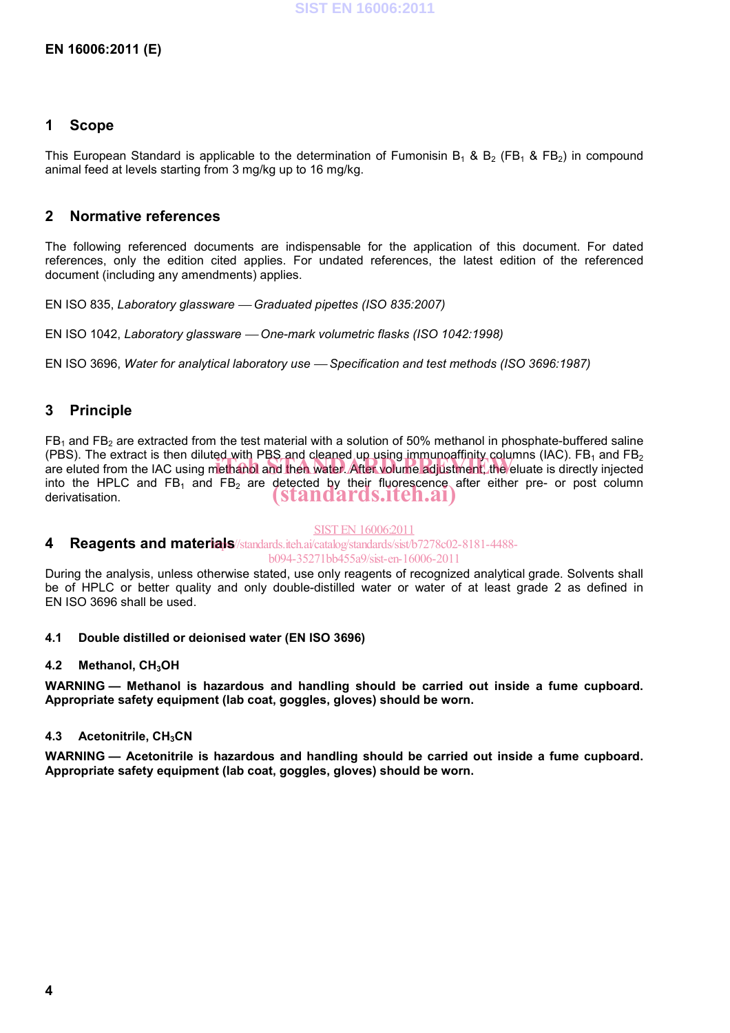## 1 Scope

This European Standard is applicable to the determination of Fumonisin $B_1$ & $B_2$ ($FB_1$ & $FB_2$) in compound animal feed at levels starting from 3 mg/kg up to 16 mg/kg.

## 2 Normative references

The following referenced documents are indispensable for the application of this document. For dated references, only the edition cited applies. For undated references, the latest edition of the referenced document (including any amendments) applies.

EN ISO 835, *Laboratory glassware — Graduated pipettes (ISO 835:2007)*

EN ISO 1042, *Laboratory glassware — One-mark volumetric flasks (ISO 1042:1998)*

EN ISO 3696, *Water for analytical laboratory use — Specification and test methods (ISO 3696:1987)*

## 3 Principle

$FB_1$ and $FB_2$ are extracted from the test material with a solution of 50% methanol in phosphate-buffered saline (PBS). The extract is then diluted with PBS and cleaned up using immunoaffinity columns (IAC). $FB_1$ and $FB_2$ are eluted from the IAC using methanol and then water. After volume adjustment, the eluate is directly injected into the HPLC and $FB_1$ and $FB_2$ are detected by their fluorescence after either pre- or post column derivatisation.

## 4 Reagents and materials

During the analysis, unless otherwise stated, use only reagents of recognized analytical grade. Solvents shall be of HPLC or better quality and only double-distilled water or water of at least grade 2 as defined in EN ISO 3696 shall be used.

### 4.1 Double distilled or deionised water (EN ISO 3696)

### 4.2 Methanol, $CH_3OH$

**WARNING — Methanol is hazardous and handling should be carried out inside a fume cupboard. Appropriate safety equipment (lab coat, goggles, gloves) should be worn.**

### 4.3 Acetonitrile, $CH_3CN$

**WARNING — Acetonitrile is hazardous and handling should be carried out inside a fume cupboard. Appropriate safety equipment (lab coat, goggles, gloves) should be worn.**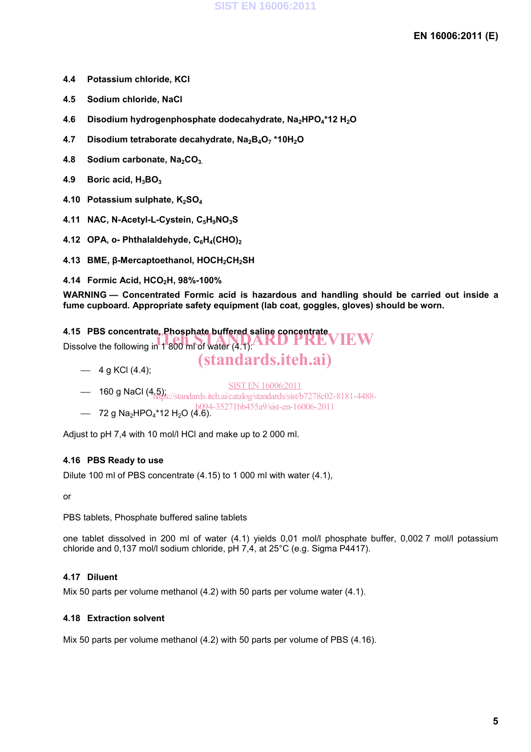**4.4 Potassium chloride, KCl**

**4.5 Sodium chloride, NaCl**

**4.6 Disodium hydrogenphosphate dodecahydrate, $Na_2HPO_4$*12 $H_2O$**

**4.7 Disodium tetraborate decahydrate, $Na_2B_4O_7$ *10$H_2O$**

**4.8 Sodium carbonate, $Na_2CO_3$.**

**4.9 Boric acid, $H_3BO_3$**

**4.10 Potassium sulphate, $K_2SO_4$**

**4.11 NAC, N-Acetyl-L-Cystein, $C_5H_9NO_3S$**

**4.12 OPA, o- Phthalaldehyde, $C_6H_4(CHO)_2$**

**4.13 BME, β-Mercaptoethanol, $HOCH_2CH_2SH$**

**4.14 Formic Acid, $HCO_2H$, 98%-100%**

**WARNING — Concentrated Formic acid is hazardous and handling should be carried out inside a fume cupboard. Appropriate safety equipment (lab coat, goggles, gloves) should be worn.**

**4.15 PBS concentrate, Phosphate buffered saline concentrate**

Dissolve the following in 1 800 ml of water (4.1):

— 4 g KCl (4.4);

— 160 g NaCl (4.5);

— 72 g $Na_2HPO_4$*12 $H_2O$ (4.6).

Adjust to pH 7,4 with 10 mol/l HCl and make up to 2 000 ml.

**4.16 PBS Ready to use**

Dilute 100 ml of PBS concentrate (4.15) to 1 000 ml with water (4.1),

or

PBS tablets, Phosphate buffered saline tablets

one tablet dissolved in 200 ml of water (4.1) yields 0,01 mol/l phosphate buffer, 0,002 7 mol/l potassium chloride and 0,137 mol/l sodium chloride, pH 7,4, at 25°C (e.g. Sigma P4417).

**4.17 Diluent**

Mix 50 parts per volume methanol (4.2) with 50 parts per volume water (4.1).

**4.18 Extraction solvent**

Mix 50 parts per volume methanol (4.2) with 50 parts per volume of PBS (4.16).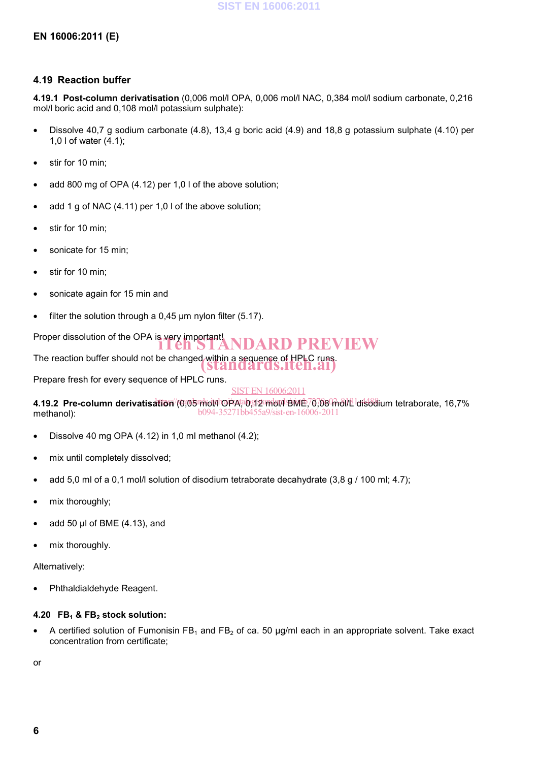### 4.19 Reaction buffer

**4.19.1 Post-column derivatisation** (0,006 mol/l OPA, 0,006 mol/l NAC, 0,384 mol/l sodium carbonate, 0,216 mol/l boric acid and 0,108 mol/l potassium sulphate):

- Dissolve 40,7 g sodium carbonate (4.8), 13,4 g boric acid (4.9) and 18,8 g potassium sulphate (4.10) per 1,0 l of water (4.1);
- stir for 10 min;
- add 800 mg of OPA (4.12) per 1,0 l of the above solution;
- add 1 g of NAC (4.11) per 1,0 l of the above solution;
- stir for 10 min;
- sonicate for 15 min;
- stir for 10 min;
- sonicate again for 15 min and
- filter the solution through a 0,45 µm nylon filter (5.17).

Proper dissolution of the OPA is very important!

The reaction buffer should not be changed within a sequence of HPLC runs.

Prepare fresh for every sequence of HPLC runs.

**4.19.2 Pre-column derivatisation** (0,05 mol/l OPA, 0,12 mol/l BME, 0,08 mol/L disodium tetraborate, 16,7% methanol):

- Dissolve 40 mg OPA (4.12) in 1,0 ml methanol (4.2);
- mix until completely dissolved;
- add 5,0 ml of a 0,1 mol/l solution of disodium tetraborate decahydrate (3,8 g / 100 ml; 4.7);
- mix thoroughly;
- add 50 µl of BME (4.13), and
- mix thoroughly.

Alternatively:

- Phthaldialdehyde Reagent.

### 4.20 $FB_1$ & $FB_2$ stock solution:

- A certified solution of Fumonisin $FB_1$ and $FB_2$ of ca. 50 µg/ml each in an appropriate solvent. Take exact concentration from certificate;

or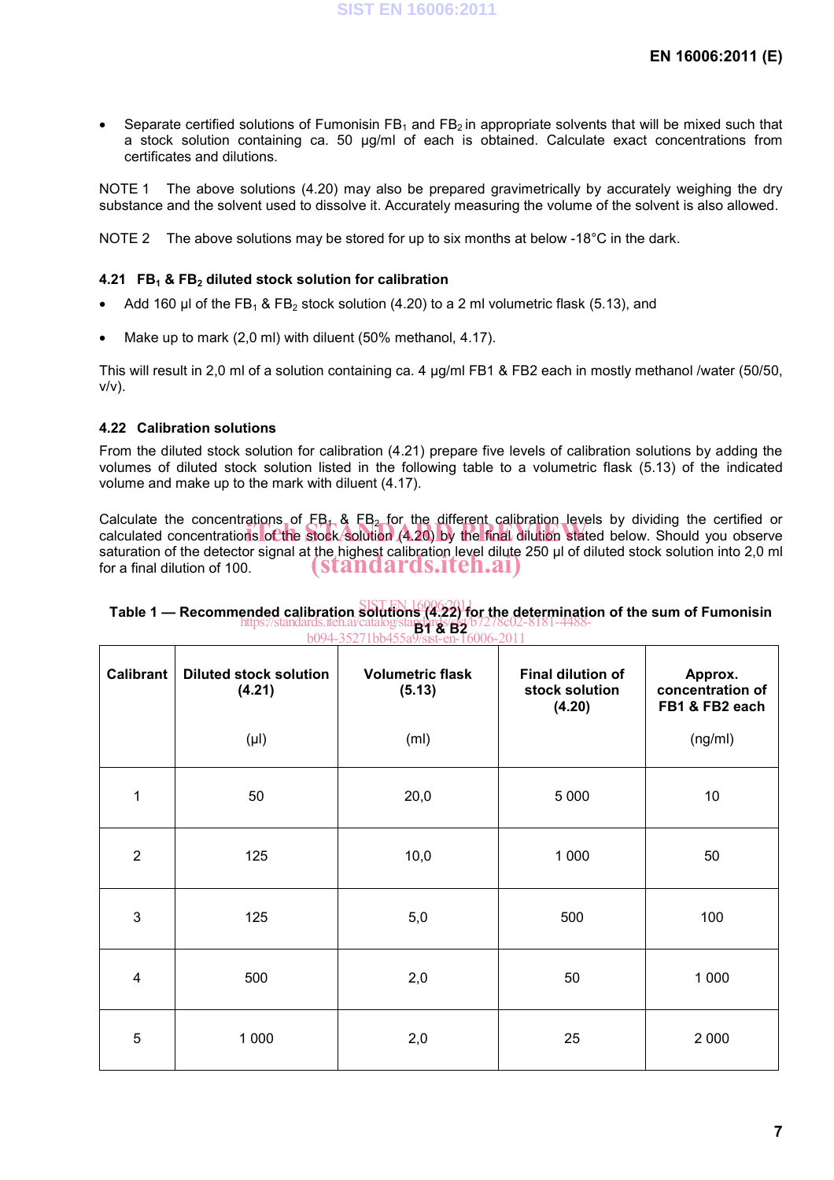- Separate certified solutions of Fumonisin $FB_1$ and $FB_2$ in appropriate solvents that will be mixed such that a stock solution containing ca. 50 µg/ml of each is obtained. Calculate exact concentrations from certificates and dilutions.

NOTE 1 The above solutions (4.20) may also be prepared gravimetrically by accurately weighing the dry substance and the solvent used to dissolve it. Accurately measuring the volume of the solvent is also allowed.

NOTE 2 The above solutions may be stored for up to six months at below -18°C in the dark.

### 4.21 $FB_1$ & $FB_2$ diluted stock solution for calibration

- Add 160 µl of the $FB_1$ & $FB_2$ stock solution (4.20) to a 2 ml volumetric flask (5.13), and
- Make up to mark (2,0 ml) with diluent (50% methanol, 4.17).

This will result in 2,0 ml of a solution containing ca. 4 µg/ml FB1 & FB2 each in mostly methanol /water (50/50, v/v).

### 4.22 Calibration solutions

From the diluted stock solution for calibration (4.21) prepare five levels of calibration solutions by adding the volumes of diluted stock solution listed in the following table to a volumetric flask (5.13) of the indicated volume and make up to the mark with diluent (4.17).

Calculate the concentrations of $FB_1$ & $FB_2$ for the different calibration levels by dividing the certified or calculated concentrations of the stock solution (4.20) by the final dilution stated below. Should you observe saturation of the detector signal at the highest calibration level dilute 250 µl of diluted stock solution into 2,0 ml for a final dilution of 100.

**Table 1 — Recommended calibration solutions (4.22) for the determination of the sum of Fumonisin B1 & B2**

| Calibrant | Diluted stock solution (4.21) (µl) | Volumetric flask (5.13) (ml) | Final dilution of stock solution (4.20) | Approx. concentration of FB1 & FB2 each (ng/ml) |
|---|---|---|---|---|
| 1 | 50 | 20,0 | 5 000 | 10 |
| 2 | 125 | 10,0 | 1 000 | 50 |
| 3 | 125 | 5,0 | 500 | 100 |
| 4 | 500 | 2,0 | 50 | 1 000 |
| 5 | 1 000 | 2,0 | 25 | 2 000 |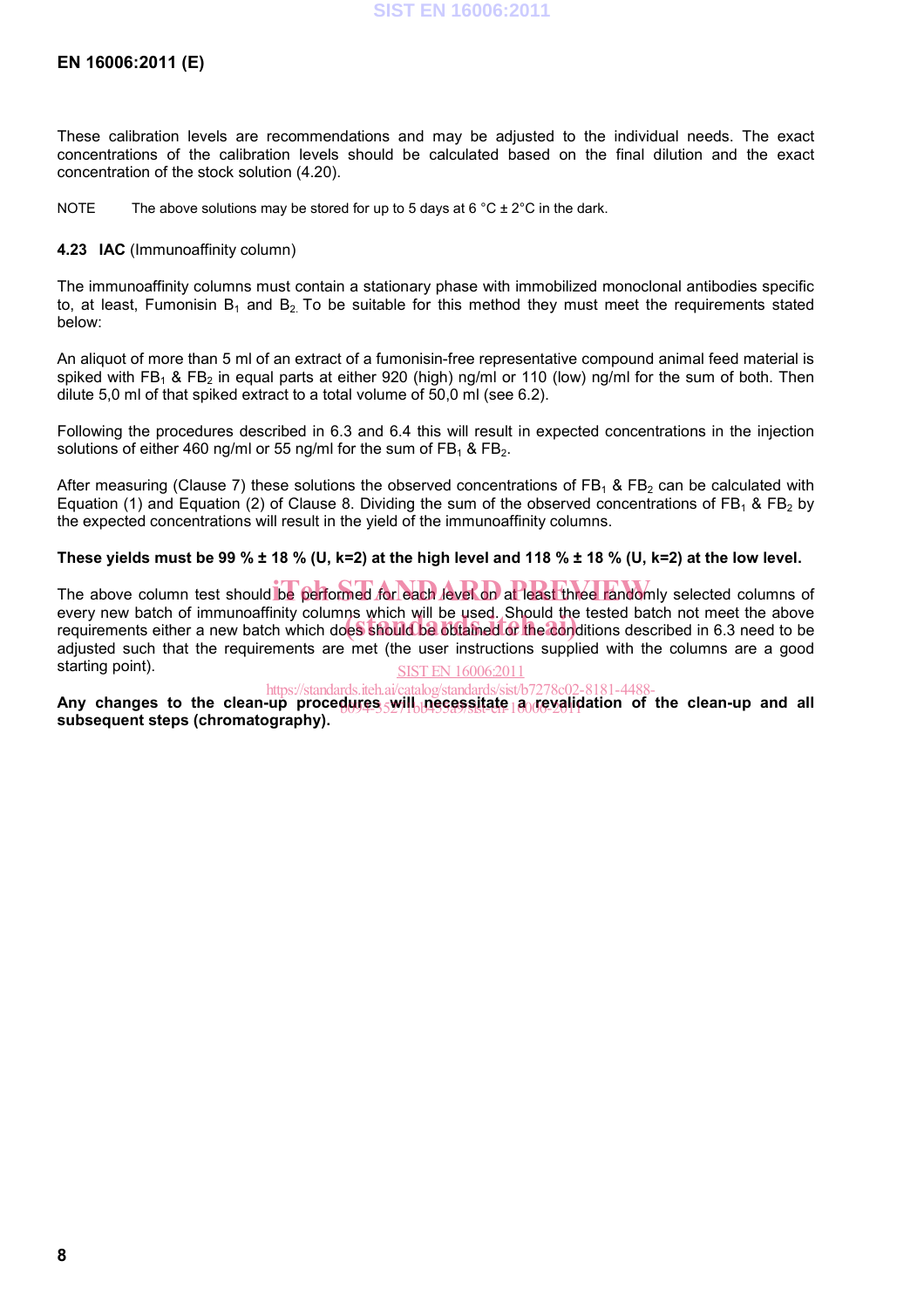These calibration levels are recommendations and may be adjusted to the individual needs. The exact concentrations of the calibration levels should be calculated based on the final dilution and the exact concentration of the stock solution (4.20).

NOTE The above solutions may be stored for up to 5 days at 6 °C ± 2°C in the dark.

**4.23 IAC** (Immunoaffinity column)

The immunoaffinity columns must contain a stationary phase with immobilized monoclonal antibodies specific to, at least, Fumonisin $B_1$ and $B_2$. To be suitable for this method they must meet the requirements stated below:

An aliquot of more than 5 ml of an extract of a fumonisin-free representative compound animal feed material is spiked with $FB_1$ & $FB_2$ in equal parts at either 920 (high) ng/ml or 110 (low) ng/ml for the sum of both. Then dilute 5,0 ml of that spiked extract to a total volume of 50,0 ml (see 6.2).

Following the procedures described in 6.3 and 6.4 this will result in expected concentrations in the injection solutions of either 460 ng/ml or 55 ng/ml for the sum of $FB_1$ & $FB_2$.

After measuring (Clause 7) these solutions the observed concentrations of $FB_1$ & $FB_2$ can be calculated with Equation (1) and Equation (2) of Clause 8. Dividing the sum of the observed concentrations of $FB_1$ & $FB_2$ by the expected concentrations will result in the yield of the immunoaffinity columns.

**These yields must be 99 % ± 18 % (U, k=2) at the high level and 118 % ± 18 % (U, k=2) at the low level.**

The above column test should be performed for each level on at least three randomly selected columns of every new batch of immunoaffinity columns which will be used. Should the tested batch not meet the above requirements either a new batch which does should be obtained or the conditions described in 6.3 need to be adjusted such that the requirements are met (the user instructions supplied with the columns are a good starting point).

**Any changes to the clean-up procedures will necessitate a revalidation of the clean-up and all subsequent steps (chromatography).**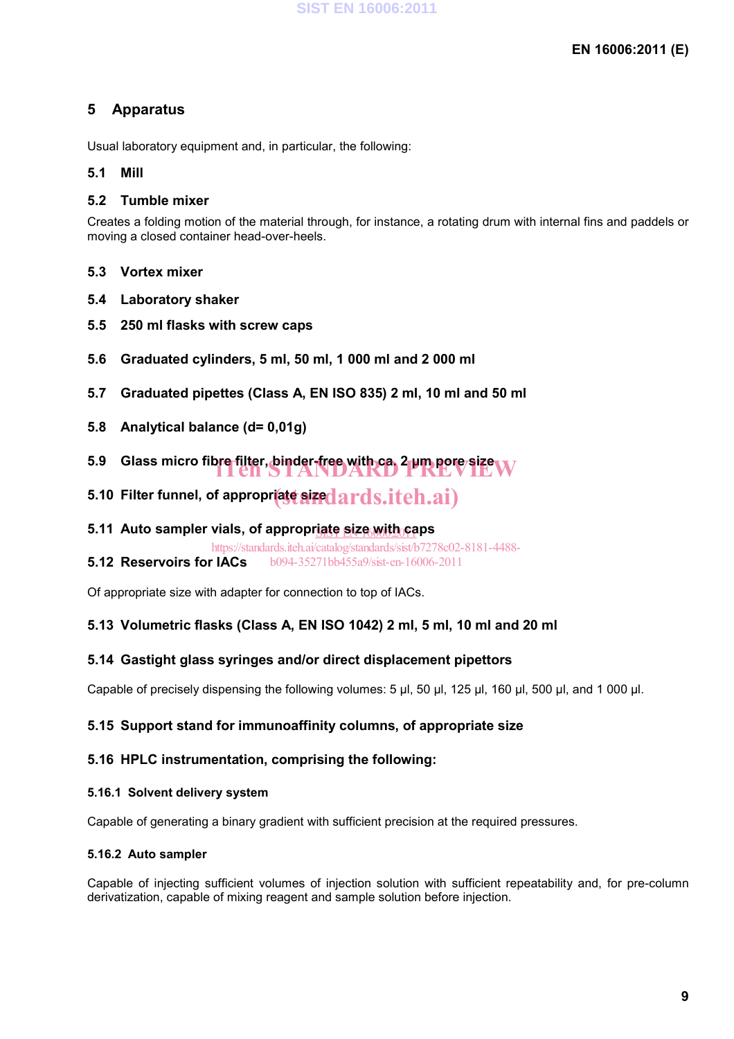## 5 Apparatus

Usual laboratory equipment and, in particular, the following:

### 5.1 Mill

### 5.2 Tumble mixer

Creates a folding motion of the material through, for instance, a rotating drum with internal fins and paddels or moving a closed container head-over-heels.

### 5.3 Vortex mixer

### 5.4 Laboratory shaker

### 5.5 250 ml flasks with screw caps

### 5.6 Graduated cylinders, 5 ml, 50 ml, 1 000 ml and 2 000 ml

### 5.7 Graduated pipettes (Class A, EN ISO 835) 2 ml, 10 ml and 50 ml

### 5.8 Analytical balance (d= 0,01g)

### 5.9 Glass micro fibre filter, binder-free with ca. 2 µm pore size

### 5.10 Filter funnel, of appropriate size

### 5.11 Auto sampler vials, of appropriate size with caps

### 5.12 Reservoirs for IACs

Of appropriate size with adapter for connection to top of IACs.

### 5.13 Volumetric flasks (Class A, EN ISO 1042) 2 ml, 5 ml, 10 ml and 20 ml

### 5.14 Gastight glass syringes and/or direct displacement pipettors

Capable of precisely dispensing the following volumes: 5 µl, 50 µl, 125 µl, 160 µl, 500 µl, and 1 000 µl.

### 5.15 Support stand for immunoaffinity columns, of appropriate size

### 5.16 HPLC instrumentation, comprising the following:

#### 5.16.1 Solvent delivery system

Capable of generating a binary gradient with sufficient precision at the required pressures.

#### 5.16.2 Auto sampler

Capable of injecting sufficient volumes of injection solution with sufficient repeatability and, for pre-column derivatization, capable of mixing reagent and sample solution before injection.